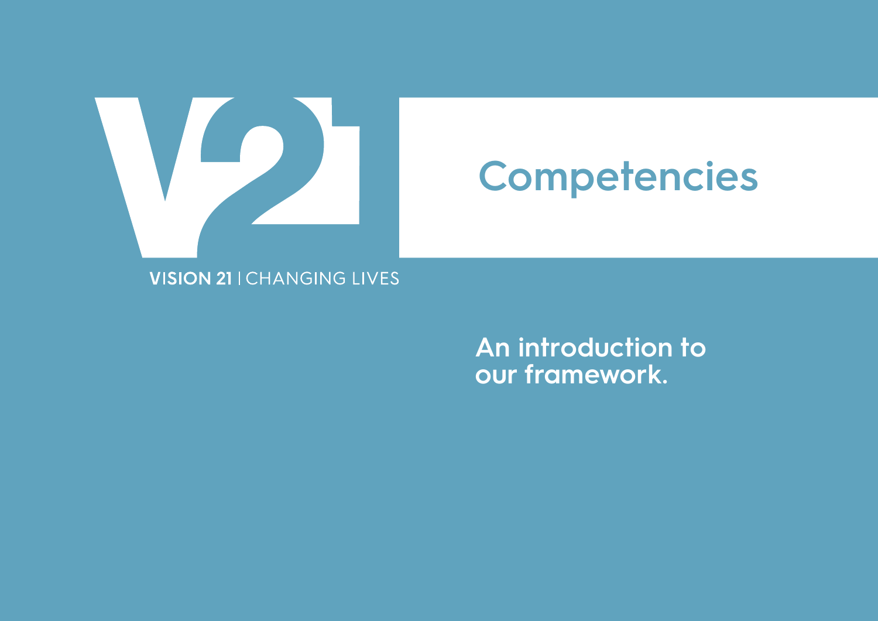VISION 21 | CHANGING LIVES

# Competencies

**An introduction to our framework.**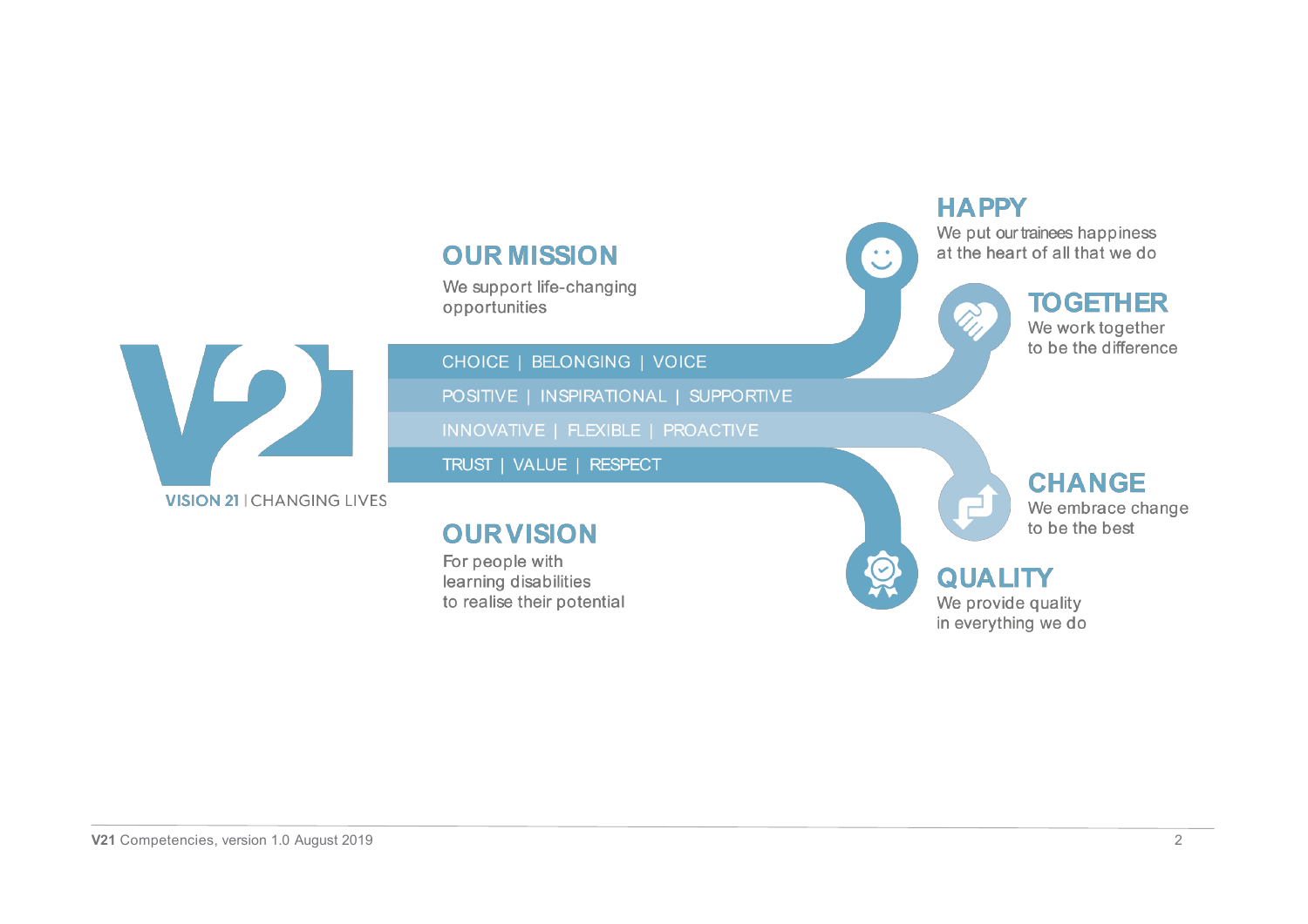VISION 21 | CHANGING LIVES

## OUR MISSION

We support life-changing opportunities

CHOICE | BELONGING | VOICE

POSITIVE | INSPIRATIONAL | SUPPORTIVE

INNOVATIVE | FLEXIBLE | PROACTIVE

TRUST | VALUE | RESPECT

## OUR VISION

For people with learning disabilities to realise their potential

## HAPPY

We put our trainees happiness at the heart of all that we do

## TOGETHER

We work together to be the difference

## CHANGE

We embrace change to be the best

## QUALITY

We provide quality in everything we do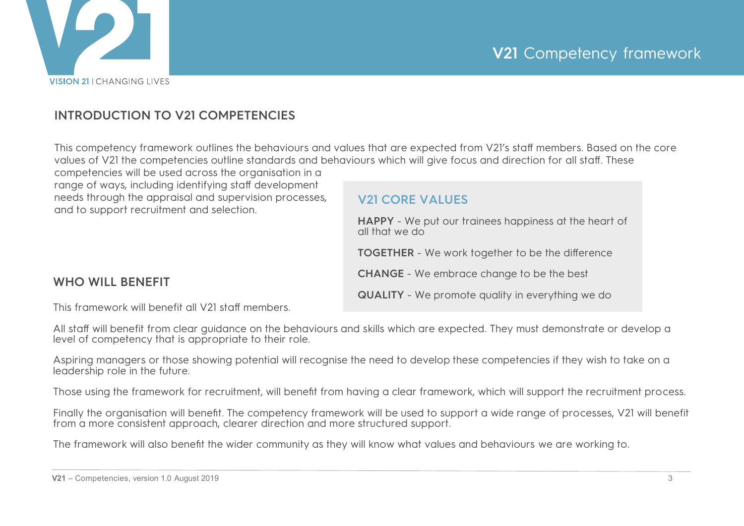## INTRODUCTION TO V21 COMPETENCIES

This competency framework outlines the behaviours and values that are expected from V21's staff members. Based on the core values of V21 the competencies outline standards and behaviours which will give focus and direction for all staff. These competencies will be used across the organisation in a range of ways, including identifying staff development needs through the appraisal and supervision processes, and to support recruitment and selection.

### V21 CORE VALUES

**HAPPY** - We put our trainees happiness at the heart of all that we do

**TOGETHER** - We work together to be the difference

**CHANGE** - We embrace change to be the best

**QUALITY** - We promote quality in everything we do

## WHO WILL BENEFIT

This framework will benefit all V21 staff members.

All staff will benefit from clear guidance on the behaviours and skills which are expected. They must demonstrate or develop a level of competency that is appropriate to their role.

Aspiring managers or those showing potential will recognise the need to develop these competencies if they wish to take on a leadership role in the future.

Those using the framework for recruitment, will benefit from having a clear framework, which will support the recruitment process.

Finally the organisation will benefit. The competency framework will be used to support a wide range of processes, V21 will benefit from a more consistent approach, clearer direction and more structured support.

The framework will also benefit the wider community as they will know what values and behaviours we are working to.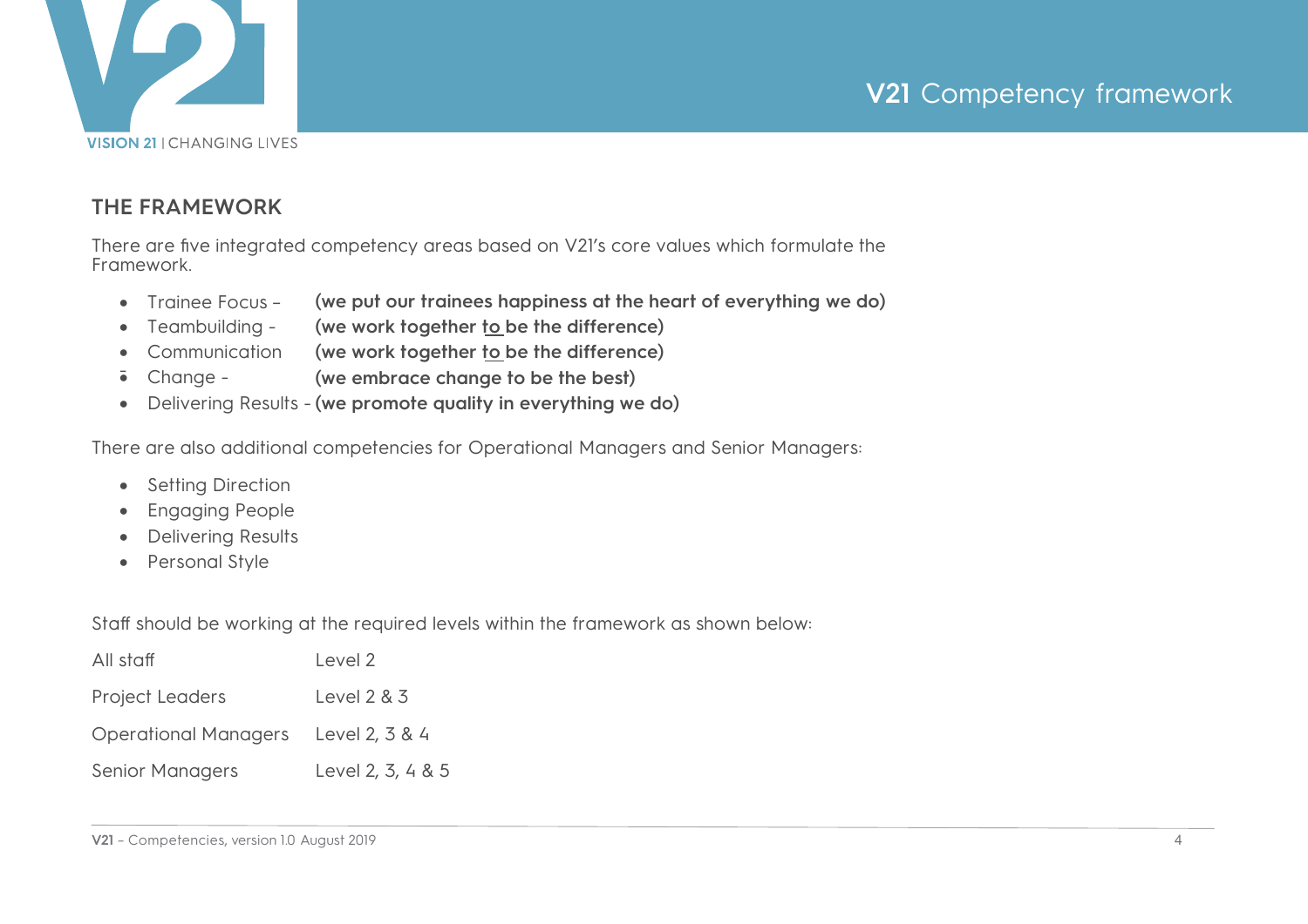## THE FRAMEWORK

There are five integrated competency areas based on V21's core values which formulate the Framework.

- Trainee Focus – **(we put our trainees happiness at the heart of everything we do)**
- Teambuilding - **(we work together to be the difference)**
- Communication **(we work together to be the difference)**
- Change - **(we embrace change to be the best)**
- Delivering Results - **(we promote quality in everything we do)**

There are also additional competencies for Operational Managers and Senior Managers:

- Setting Direction
- Engaging People
- Delivering Results
- Personal Style

Staff should be working at the required levels within the framework as shown below:

| | |
|---|---|
| All staff | Level 2 |
| Project Leaders | Level 2 & 3 |
| Operational Managers | Level 2, 3 & 4 |
| Senior Managers | Level 2, 3, 4 & 5 |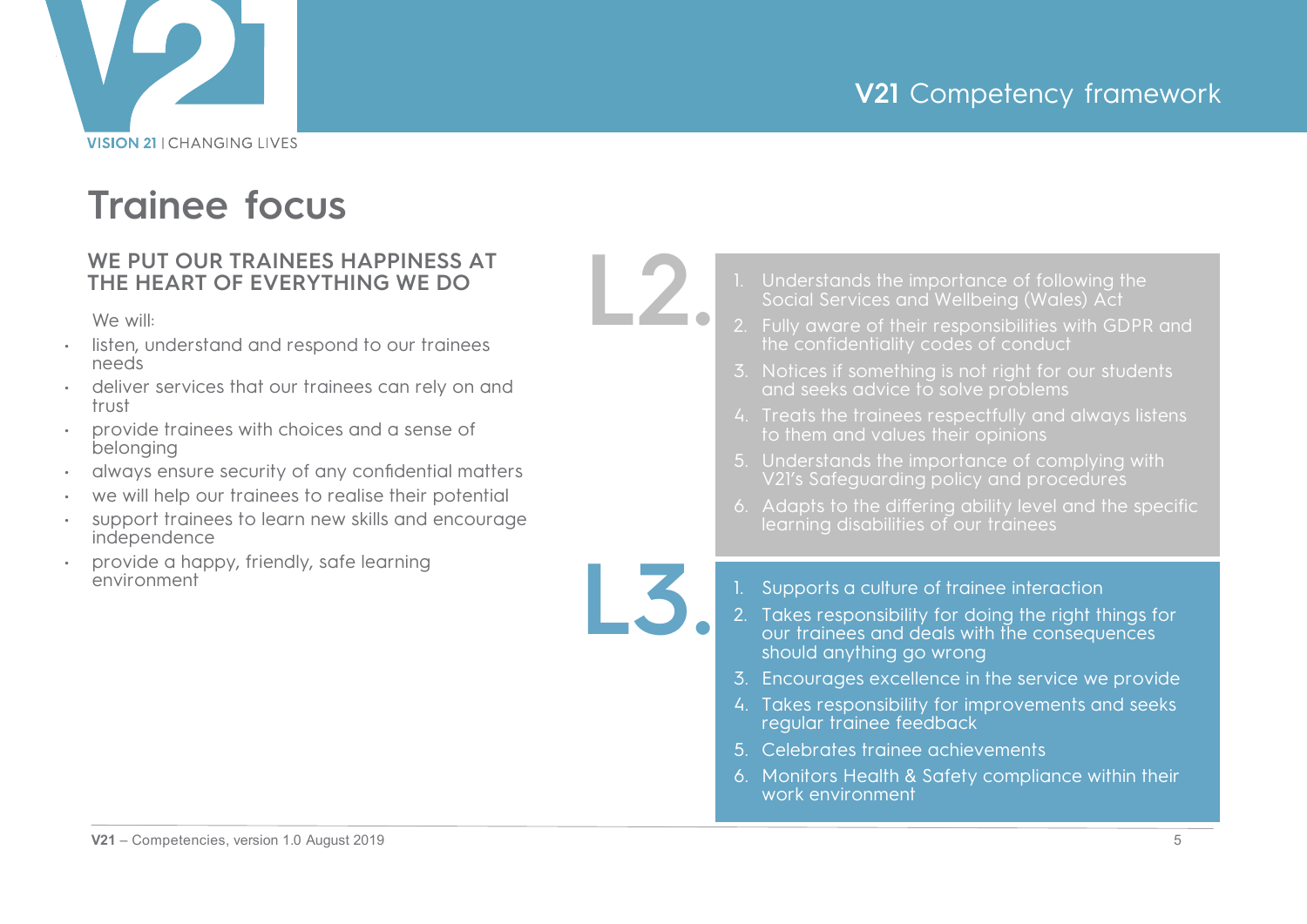# Trainee focus

## WE PUT OUR TRAINEES HAPPINESS AT THE HEART OF EVERYTHING WE DO

We will:

- listen, understand and respond to our trainees needs
- deliver services that our trainees can rely on and trust
- provide trainees with choices and a sense of belonging
- always ensure security of any confidential matters
- we will help our trainees to realise their potential
- support trainees to learn new skills and encourage independence
- provide a happy, friendly, safe learning environment

## L2.

1. Understands the importance of following the Social Services and Wellbeing (Wales) Act
2. Fully aware of their responsibilities with GDPR and the confidentiality codes of conduct
3. Notices if something is not right for our students and seeks advice to solve problems
4. Treats the trainees respectfully and always listens to them and values their opinions
5. Understands the importance of complying with V21's Safeguarding policy and procedures
6. Adapts to the differing ability level and the specific learning disabilities of our trainees

## L3.

1. Supports a culture of trainee interaction
2. Takes responsibility for doing the right things for our trainees and deals with the consequences should anything go wrong
3. Encourages excellence in the service we provide
4. Takes responsibility for improvements and seeks regular trainee feedback
5. Celebrates trainee achievements
6. Monitors Health & Safety compliance within their work environment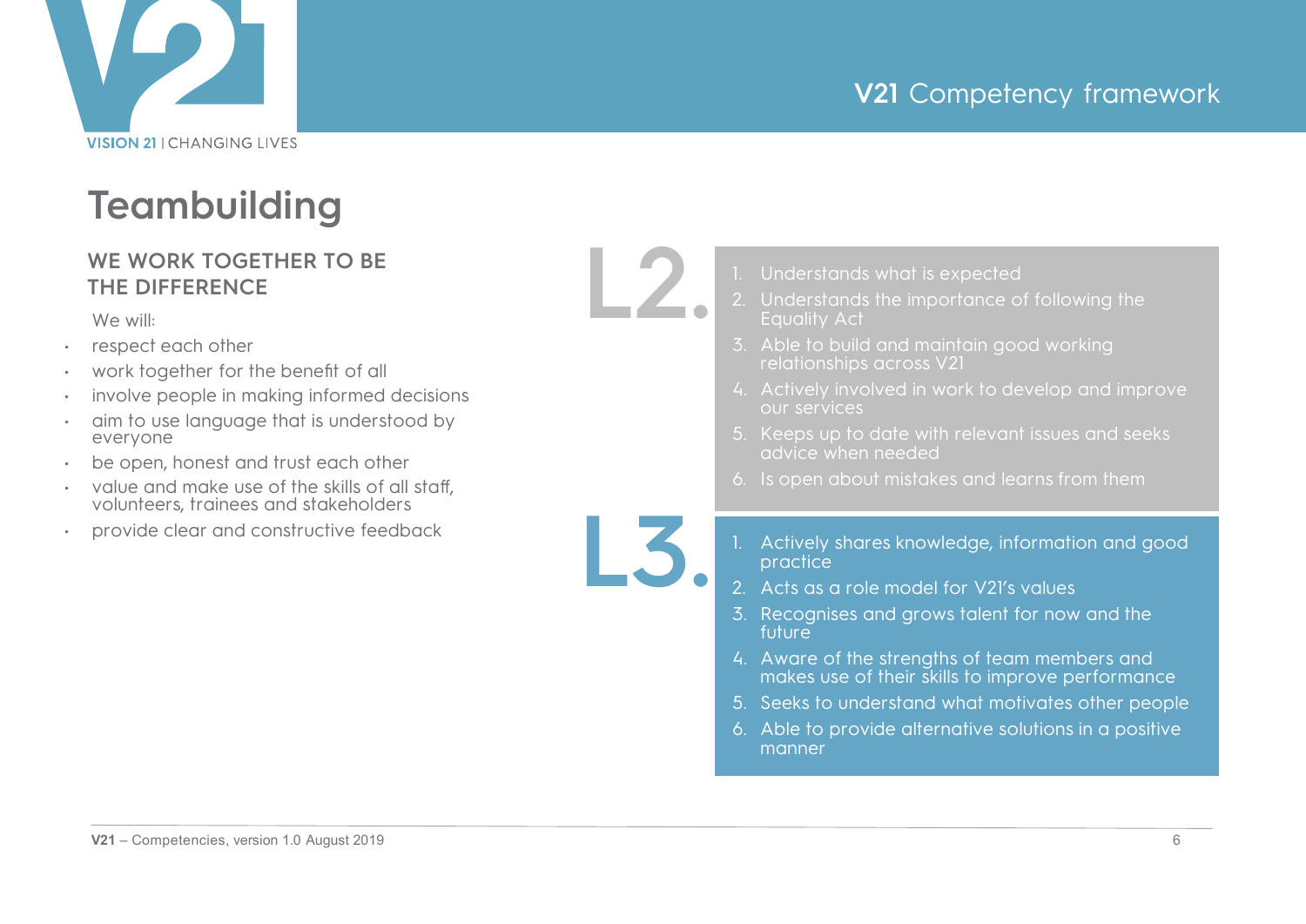# Teambuilding

## WE WORK TOGETHER TO BE THE DIFFERENCE

We will:

- respect each other
- work together for the benefit of all
- involve people in making informed decisions
- aim to use language that is understood by everyone
- be open, honest and trust each other
- value and make use of the skills of all staff, volunteers, trainees and stakeholders
- provide clear and constructive feedback

## L2.

1. Understands what is expected
2. Understands the importance of following the Equality Act
3. Able to build and maintain good working relationships across V21
4. Actively involved in work to develop and improve our services
5. Keeps up to date with relevant issues and seeks advice when needed
6. Is open about mistakes and learns from them

## L3.

1. Actively shares knowledge, information and good practice
2. Acts as a role model for V21's values
3. Recognises and grows talent for now and the future
4. Aware of the strengths of team members and makes use of their skills to improve performance
5. Seeks to understand what motivates other people
6. Able to provide alternative solutions in a positive manner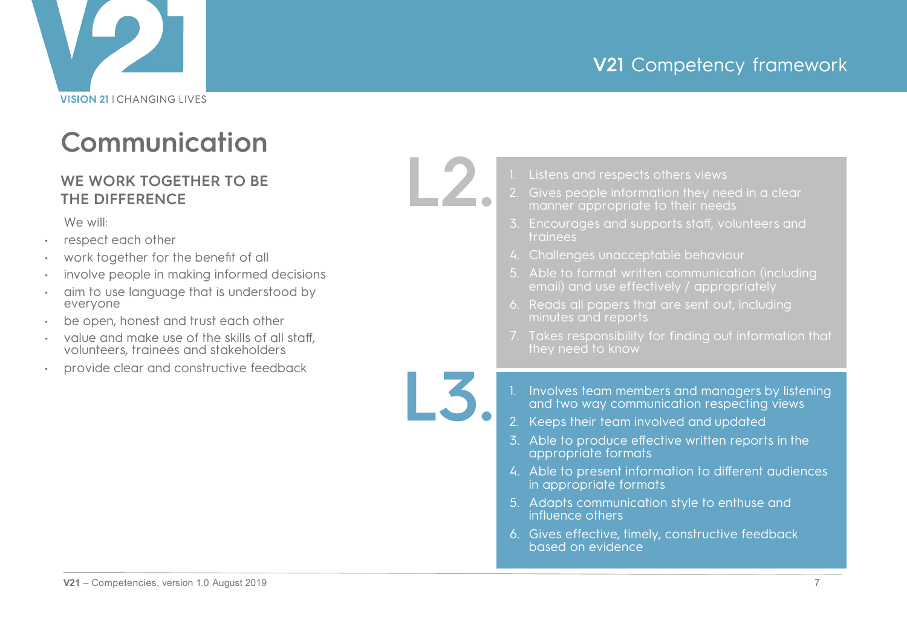# Communication

## WE WORK TOGETHER TO BE THE DIFFERENCE

We will:

- respect each other
- work together for the benefit of all
- involve people in making informed decisions
- aim to use language that is understood by everyone
- be open, honest and trust each other
- value and make use of the skills of all staff, volunteers, trainees and stakeholders
- provide clear and constructive feedback

## L2.

1. Listens and respects others views
2. Gives people information they need in a clear manner appropriate to their needs
3. Encourages and supports staff, volunteers and trainees
4. Challenges unacceptable behaviour
5. Able to format written communication (including email) and use effectively / appropriately
6. Reads all papers that are sent out, including minutes and reports
7. Takes responsibility for finding out information that they need to know

## L3.

1. Involves team members and managers by listening and two way communication respecting views
2. Keeps their team involved and updated
3. Able to produce effective written reports in the appropriate formats
4. Able to present information to different audiences in appropriate formats
5. Adapts communication style to enthuse and influence others
6. Gives effective, timely, constructive feedback based on evidence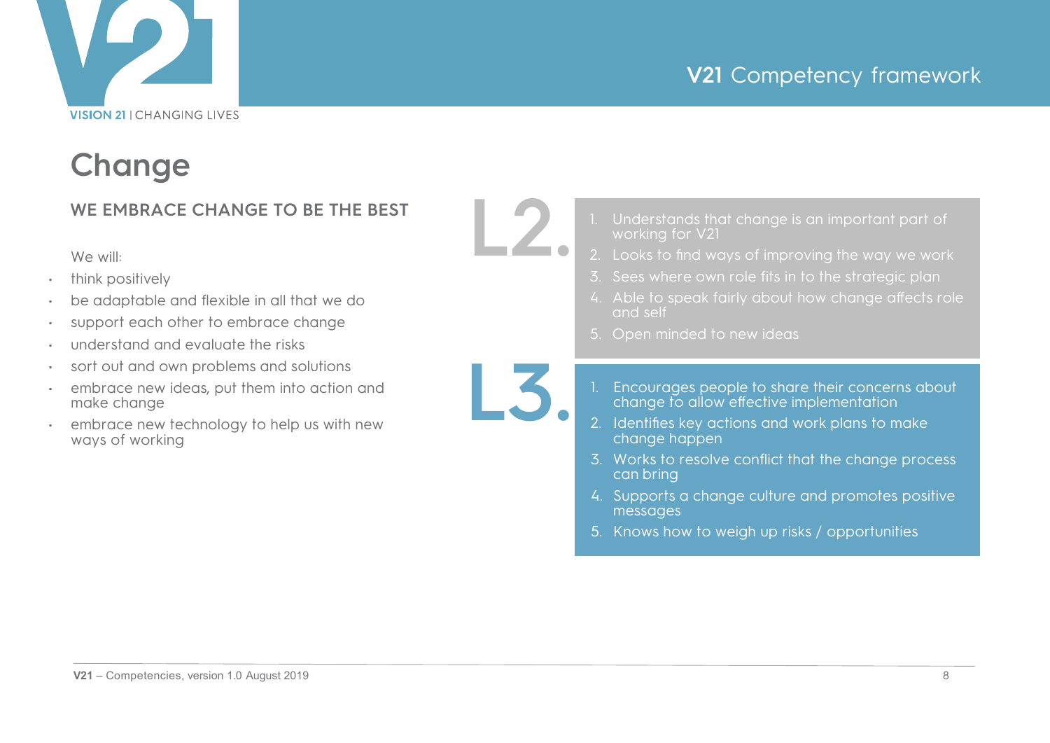# Change

## WE EMBRACE CHANGE TO BE THE BEST

We will:

- think positively
- be adaptable and flexible in all that we do
- support each other to embrace change
- understand and evaluate the risks
- sort out and own problems and solutions
- embrace new ideas, put them into action and make change
- embrace new technology to help us with new ways of working

### L2.

1. Understands that change is an important part of working for V21
2. Looks to find ways of improving the way we work
3. Sees where own role fits in to the strategic plan
4. Able to speak fairly about how change affects role and self
5. Open minded to new ideas

### L3.

1. Encourages people to share their concerns about change to allow effective implementation
2. Identifies key actions and work plans to make change happen
3. Works to resolve conflict that the change process can bring
4. Supports a change culture and promotes positive messages
5. Knows how to weigh up risks / opportunities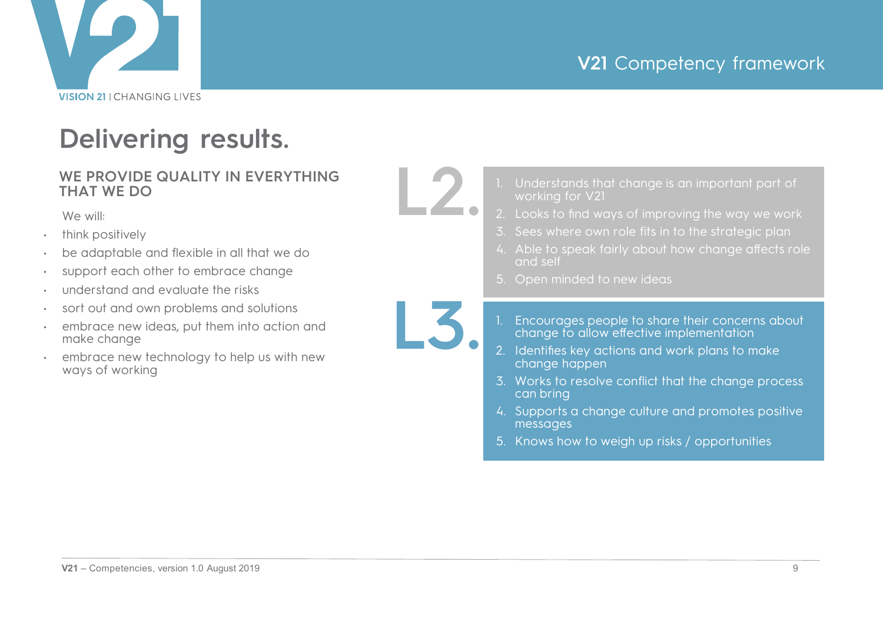# Delivering results.

## WE PROVIDE QUALITY IN EVERYTHING THAT WE DO

We will:

- think positively
- be adaptable and flexible in all that we do
- support each other to embrace change
- understand and evaluate the risks
- sort out and own problems and solutions
- embrace new ideas, put them into action and make change
- embrace new technology to help us with new ways of working

## L2.

1. Understands that change is an important part of working for V21
2. Looks to find ways of improving the way we work
3. Sees where own role fits in to the strategic plan
4. Able to speak fairly about how change affects role and self
5. Open minded to new ideas

## L3.

1. Encourages people to share their concerns about change to allow effective implementation
2. Identifies key actions and work plans to make change happen
3. Works to resolve conflict that the change process can bring
4. Supports a change culture and promotes positive messages
5. Knows how to weigh up risks / opportunities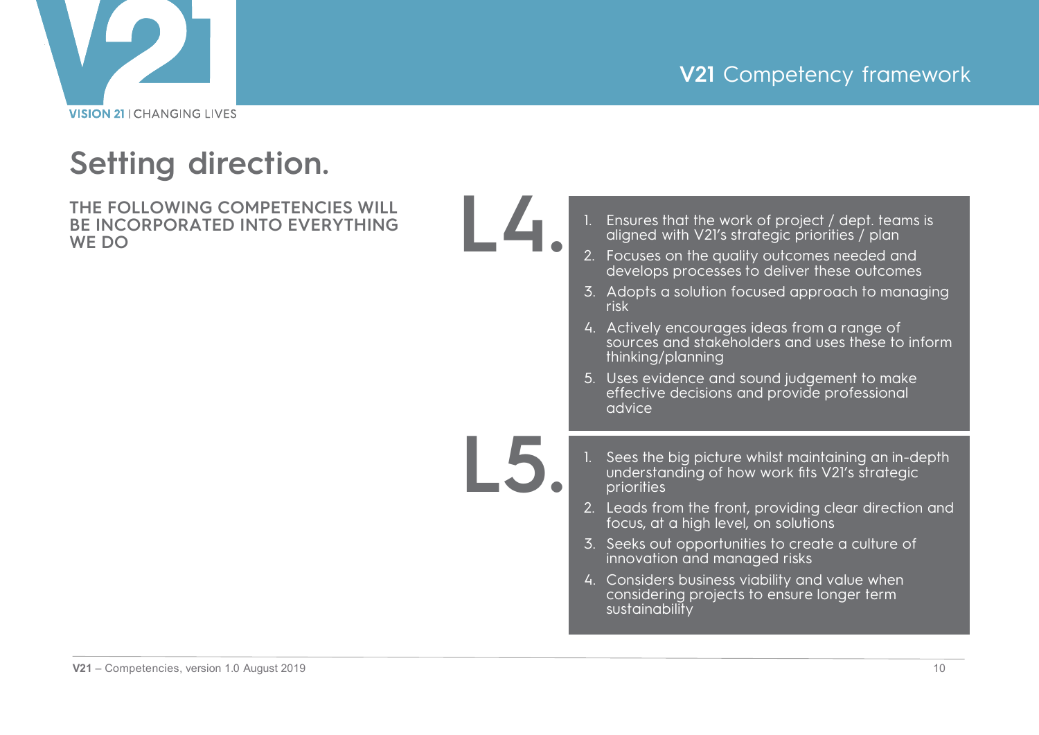# Setting direction.

**THE FOLLOWING COMPETENCIES WILL BE INCORPORATED INTO EVERYTHING WE DO**

## L4.

1. Ensures that the work of project / dept. teams is aligned with V21's strategic priorities / plan
2. Focuses on the quality outcomes needed and develops processes to deliver these outcomes
3. Adopts a solution focused approach to managing risk
4. Actively encourages ideas from a range of sources and stakeholders and uses these to inform thinking/planning
5. Uses evidence and sound judgement to make effective decisions and provide professional advice

## L5.

1. Sees the big picture whilst maintaining an in-depth understanding of how work fits V21's strategic priorities
2. Leads from the front, providing clear direction and focus, at a high level, on solutions
3. Seeks out opportunities to create a culture of innovation and managed risks
4. Considers business viability and value when considering projects to ensure longer term sustainability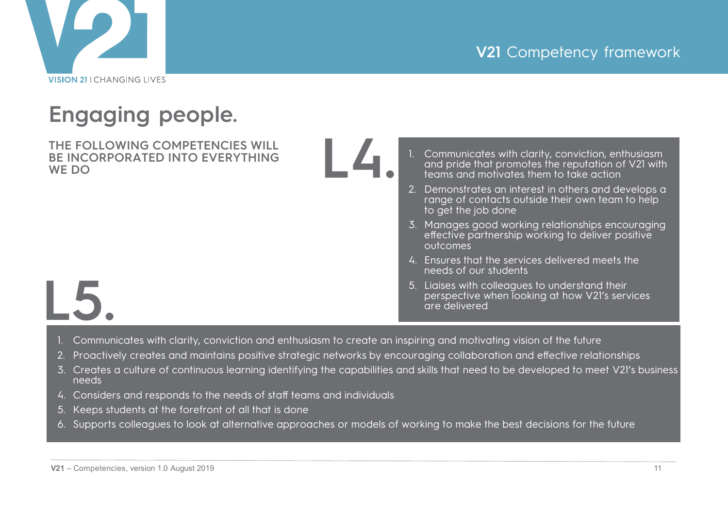# Engaging people.

**THE FOLLOWING COMPETENCIES WILL BE INCORPORATED INTO EVERYTHING WE DO**

## L4.

1. Communicates with clarity, conviction, enthusiasm and pride that promotes the reputation of V21 with teams and motivates them to take action
2. Demonstrates an interest in others and develops a range of contacts outside their own team to help to get the job done
3. Manages good working relationships encouraging effective partnership working to deliver positive outcomes
4. Ensures that the services delivered meets the needs of our students
5. Liaises with colleagues to understand their perspective when looking at how V21's services are delivered

## L5.

1. Communicates with clarity, conviction and enthusiasm to create an inspiring and motivating vision of the future
2. Proactively creates and maintains positive strategic networks by encouraging collaboration and effective relationships
3. Creates a culture of continuous learning identifying the capabilities and skills that need to be developed to meet V21's business needs
4. Considers and responds to the needs of staff teams and individuals
5. Keeps students at the forefront of all that is done
6. Supports colleagues to look at alternative approaches or models of working to make the best decisions for the future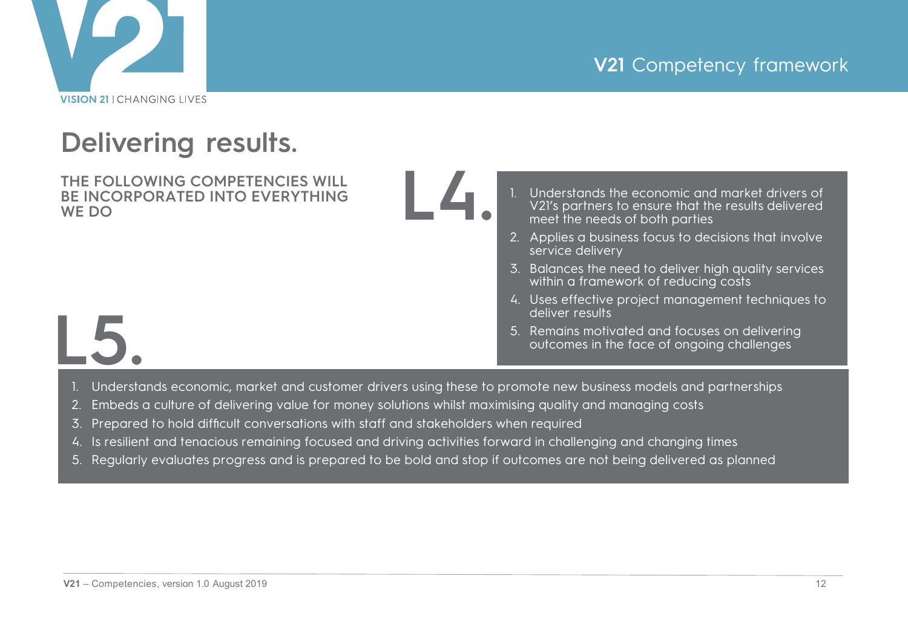# Delivering results.

**THE FOLLOWING COMPETENCIES WILL BE INCORPORATED INTO EVERYTHING WE DO**

## L4.

1. Understands the economic and market drivers of V21's partners to ensure that the results delivered meet the needs of both parties
2. Applies a business focus to decisions that involve service delivery
3. Balances the need to deliver high quality services within a framework of reducing costs
4. Uses effective project management techniques to deliver results
5. Remains motivated and focuses on delivering outcomes in the face of ongoing challenges

## L5.

1. Understands economic, market and customer drivers using these to promote new business models and partnerships
2. Embeds a culture of delivering value for money solutions whilst maximising quality and managing costs
3. Prepared to hold difficult conversations with staff and stakeholders when required
4. Is resilient and tenacious remaining focused and driving activities forward in challenging and changing times
5. Regularly evaluates progress and is prepared to be bold and stop if outcomes are not being delivered as planned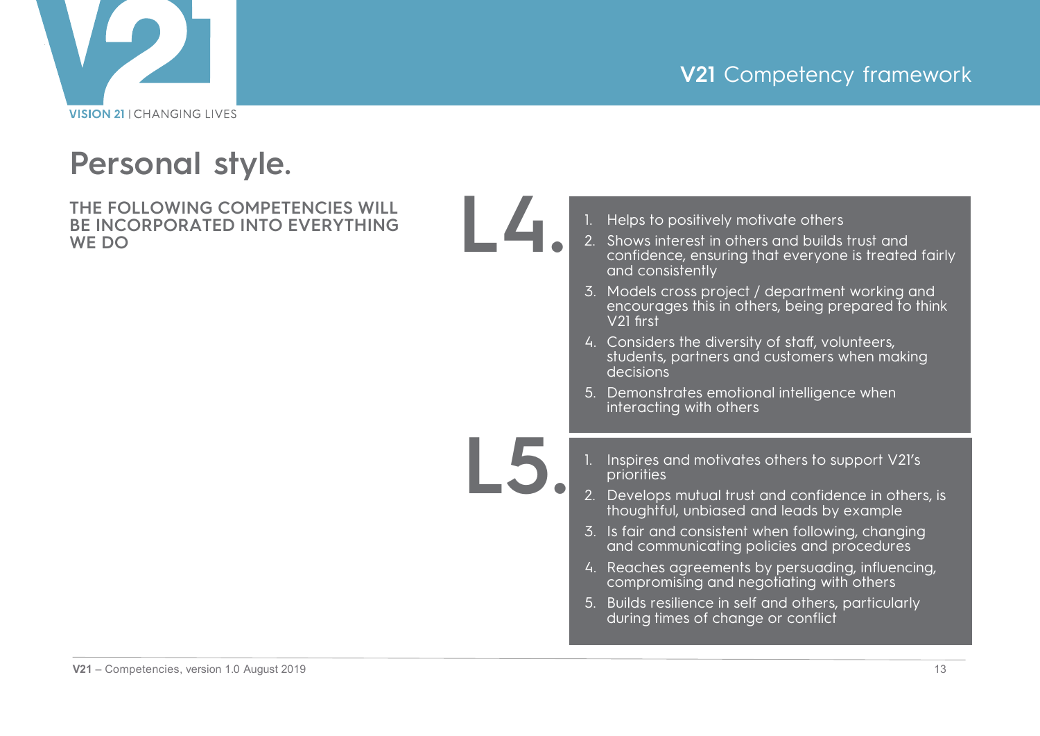# Personal style.

**THE FOLLOWING COMPETENCIES WILL BE INCORPORATED INTO EVERYTHING WE DO**

## L4.

1. Helps to positively motivate others
2. Shows interest in others and builds trust and confidence, ensuring that everyone is treated fairly and consistently
3. Models cross project / department working and encourages this in others, being prepared to think V21 first
4. Considers the diversity of staff, volunteers, students, partners and customers when making decisions
5. Demonstrates emotional intelligence when interacting with others

## L5.

1. Inspires and motivates others to support V21's priorities
2. Develops mutual trust and confidence in others, is thoughtful, unbiased and leads by example
3. Is fair and consistent when following, changing and communicating policies and procedures
4. Reaches agreements by persuading, influencing, compromising and negotiating with others
5. Builds resilience in self and others, particularly during times of change or conflict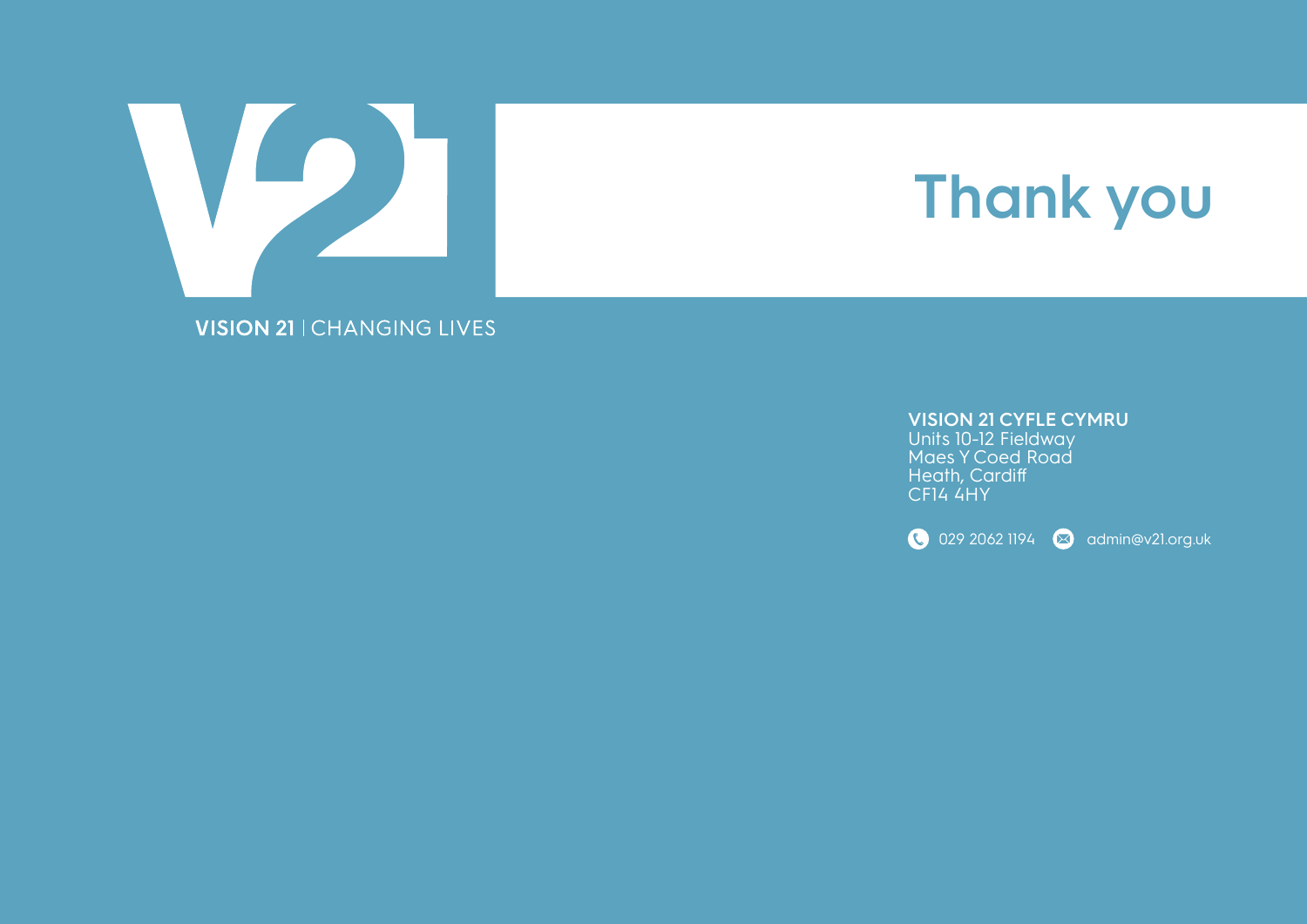VISION 21 | CHANGING LIVES

# Thank you

**VISION 21 CYFLE CYMRU**
Units 10-12 Fieldway
Maes Y Coed Road
Heath, Cardiff
CF14 4HY

029 2062 1194 admin@v21.org.uk